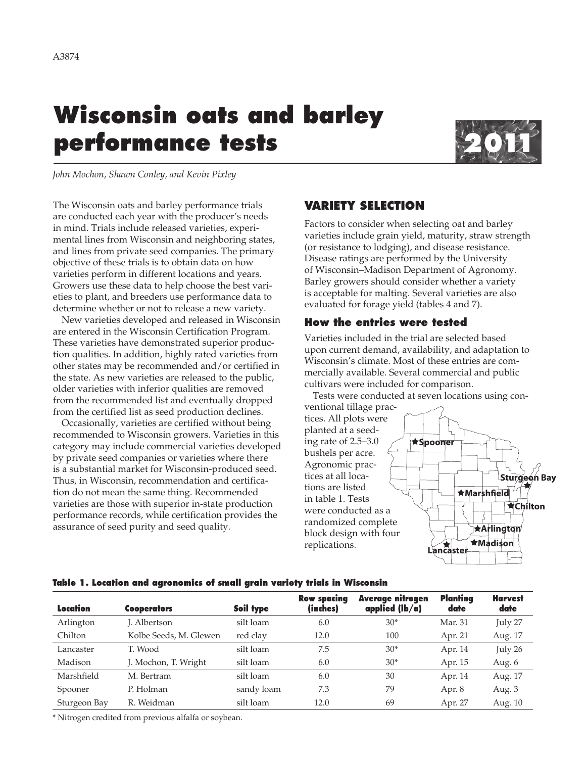A3874

# Wisconsin oats and barley performance tests

2011

*John Mochon, Shawn Conley, and Kevin Pixley*

The Wisconsin oats and barley performance trials are conducted each year with the producer's needs in mind. Trials include released varieties, experimental lines from Wisconsin and neighboring states, and lines from private seed companies. The primary objective of these trials is to obtain data on how varieties perform in different locations and years. Growers use these data to help choose the best varieties to plant, and breeders use performance data to determine whether or not to release a new variety.

New varieties developed and released in Wisconsin are entered in the Wisconsin Certification Program. These varieties have demonstrated superior production qualities. In addition, highly rated varieties from other states may be recommended and/or certified in the state. As new varieties are released to the public, older varieties with inferior qualities are removed from the recommended list and eventually dropped from the certified list as seed production declines.

Occasionally, varieties are certified without being recommended to Wisconsin growers. Varieties in this category may include commercial varieties developed by private seed companies or varieties where there is a substantial market for Wisconsin-produced seed. Thus, in Wisconsin, recommendation and certification do not mean the same thing. Recommended varieties are those with superior in-state production performance records, while certification provides the assurance of seed purity and seed quality.

## VARIETY SELECTION

Factors to consider when selecting oat and barley varieties include grain yield, maturity, straw strength (or resistance to lodging), and disease resistance. Disease ratings are performed by the University of Wisconsin–Madison Department of Agronomy. Barley growers should consider whether a variety is acceptable for malting. Several varieties are also evaluated for forage yield (tables 4 and 7).

### How the entries were tested

Varieties included in the trial are selected based upon current demand, availability, and adaptation to Wisconsin's climate. Most of these entries are commercially available. Several commercial and public cultivars were included for comparison.

Tests were conducted at seven locations using conventional tillage practices. All plots were planted at a seeding rate of 2.5–3.0 bushels per acre. Agronomic practices at all locations are listed in table 1. Tests were conducted as a randomized complete block design with four replications.

Spooner
Sturgeon Bay
Marshfield
Chilton
Arlington
Madison
Lancaster

**Table 1. Location and agronomics of small grain variety trials in Wisconsin**

| Location | Cooperators | Soil type | Row spacing (inches) | Average nitrogen applied (lb/a) | Planting date | Harvest date |
|---|---|---|---|---|---|---|
| Arlington | J. Albertson | silt loam | 6.0 | 30* | Mar. 31 | July 27 |
| Chilton | Kolbe Seeds, M. Glewen | red clay | 12.0 | 100 | Apr. 21 | Aug. 17 |
| Lancaster | T. Wood | silt loam | 7.5 | 30* | Apr. 14 | July 26 |
| Madison | J. Mochon, T. Wright | silt loam | 6.0 | 30* | Apr. 15 | Aug. 6 |
| Marshfield | M. Bertram | silt loam | 6.0 | 30 | Apr. 14 | Aug. 17 |
| Spooner | P. Holman | sandy loam | 7.3 | 79 | Apr. 8 | Aug. 3 |
| Sturgeon Bay | R. Weidman | silt loam | 12.0 | 69 | Apr. 27 | Aug. 10 |

\* Nitrogen credited from previous alfalfa or soybean.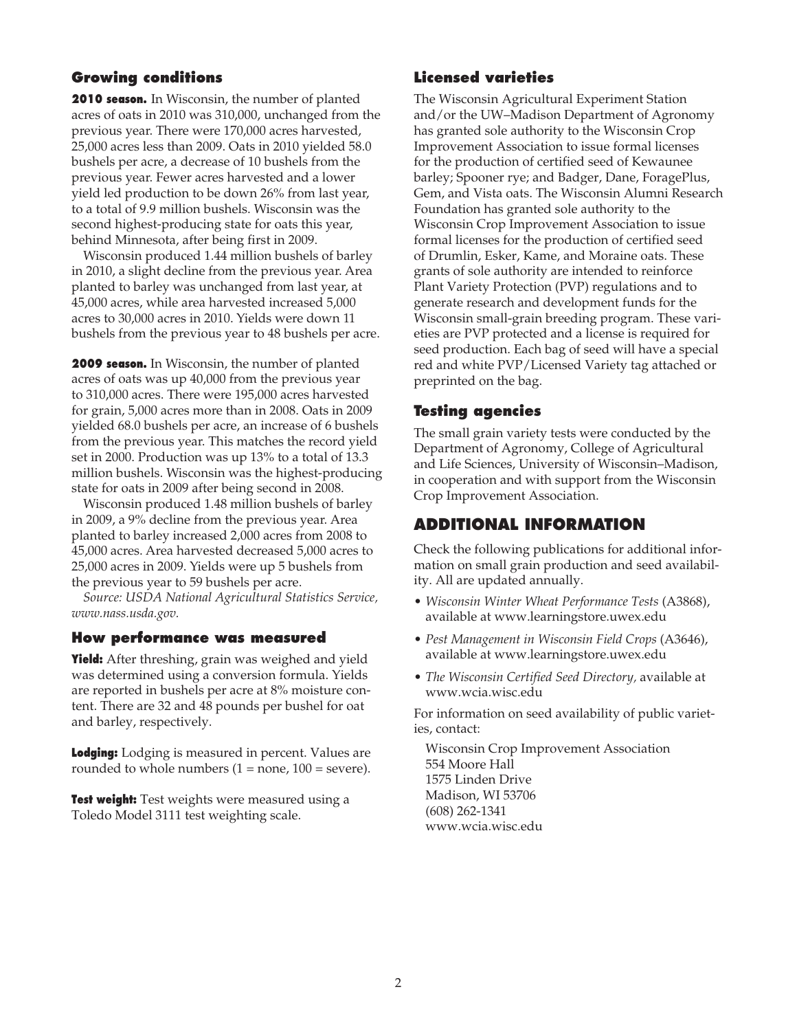## Growing conditions

**2010 season.** In Wisconsin, the number of planted acres of oats in 2010 was 310,000, unchanged from the previous year. There were 170,000 acres harvested, 25,000 acres less than 2009. Oats in 2010 yielded 58.0 bushels per acre, a decrease of 10 bushels from the previous year. Fewer acres harvested and a lower yield led production to be down 26% from last year, to a total of 9.9 million bushels. Wisconsin was the second highest-producing state for oats this year, behind Minnesota, after being first in 2009.

Wisconsin produced 1.44 million bushels of barley in 2010, a slight decline from the previous year. Area planted to barley was unchanged from last year, at 45,000 acres, while area harvested increased 5,000 acres to 30,000 acres in 2010. Yields were down 11 bushels from the previous year to 48 bushels per acre.

**2009 season.** In Wisconsin, the number of planted acres of oats was up 40,000 from the previous year to 310,000 acres. There were 195,000 acres harvested for grain, 5,000 acres more than in 2008. Oats in 2009 yielded 68.0 bushels per acre, an increase of 6 bushels from the previous year. This matches the record yield set in 2000. Production was up 13% to a total of 13.3 million bushels. Wisconsin was the highest-producing state for oats in 2009 after being second in 2008.

Wisconsin produced 1.48 million bushels of barley in 2009, a 9% decline from the previous year. Area planted to barley increased 2,000 acres from 2008 to 45,000 acres. Area harvested decreased 5,000 acres to 25,000 acres in 2009. Yields were up 5 bushels from the previous year to 59 bushels per acre.

*Source: USDA National Agricultural Statistics Service, www.nass.usda.gov.*

## How performance was measured

**Yield:** After threshing, grain was weighed and yield was determined using a conversion formula. Yields are reported in bushels per acre at 8% moisture content. There are 32 and 48 pounds per bushel for oat and barley, respectively.

**Lodging:** Lodging is measured in percent. Values are rounded to whole numbers (1 = none, 100 = severe).

**Test weight:** Test weights were measured using a Toledo Model 3111 test weighting scale.

## Licensed varieties

The Wisconsin Agricultural Experiment Station and/or the UW–Madison Department of Agronomy has granted sole authority to the Wisconsin Crop Improvement Association to issue formal licenses for the production of certified seed of Kewaunee barley; Spooner rye; and Badger, Dane, ForagePlus, Gem, and Vista oats. The Wisconsin Alumni Research Foundation has granted sole authority to the Wisconsin Crop Improvement Association to issue formal licenses for the production of certified seed of Drumlin, Esker, Kame, and Moraine oats. These grants of sole authority are intended to reinforce Plant Variety Protection (PVP) regulations and to generate research and development funds for the Wisconsin small-grain breeding program. These varieties are PVP protected and a license is required for seed production. Each bag of seed will have a special red and white PVP/Licensed Variety tag attached or preprinted on the bag.

## Testing agencies

The small grain variety tests were conducted by the Department of Agronomy, College of Agricultural and Life Sciences, University of Wisconsin–Madison, in cooperation and with support from the Wisconsin Crop Improvement Association.

# ADDITIONAL INFORMATION

Check the following publications for additional information on small grain production and seed availability. All are updated annually.

- *Wisconsin Winter Wheat Performance Tests* (A3868), available at www.learningstore.uwex.edu
- *Pest Management in Wisconsin Field Crops* (A3646), available at www.learningstore.uwex.edu
- *The Wisconsin Certified Seed Directory,* available at www.wcia.wisc.edu

For information on seed availability of public varieties, contact:

Wisconsin Crop Improvement Association
554 Moore Hall
1575 Linden Drive
Madison, WI 53706
(608) 262-1341
www.wcia.wisc.edu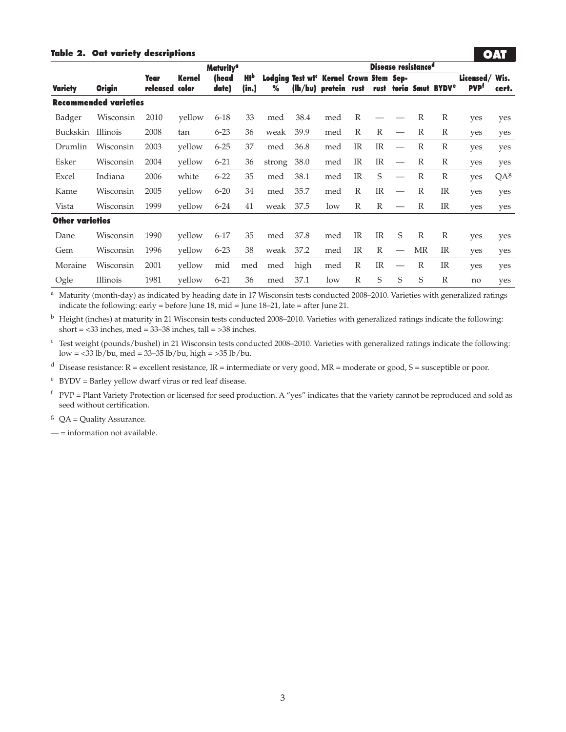## Table 2. Oat variety descriptions

**OAT**

| Variety | Origin | Year released | Kernel color | Maturity[a] (head date) | Ht[b] (in.) | Lodging % | Test wt[c] (lb/bu) | Kernel protein | Disease resistance[d] Crown rust | Stem rust | Sep-toria | Smut | BYDV[e] | Licensed/ PVP[f] | Wis. cert. |
|---|---|---|---|---|---|---|---|---|---|---|---|---|---|---|---|
| **Recommended varieties** | | | | | | | | | | | | | | | |
| Badger | Wisconsin | 2010 | yellow | 6-18 | 33 | med | 38.4 | med | R | — | — | R | R | yes | yes |
| Buckskin | Illinois | 2008 | tan | 6-23 | 36 | weak | 39.9 | med | R | R | — | R | R | yes | yes |
| Drumlin | Wisconsin | 2003 | yellow | 6-25 | 37 | med | 36.8 | med | IR | IR | — | R | R | yes | yes |
| Esker | Wisconsin | 2004 | yellow | 6-21 | 36 | strong | 38.0 | med | IR | IR | — | R | R | yes | yes |
| Excel | Indiana | 2006 | white | 6-22 | 35 | med | 38.1 | med | IR | S | — | R | R | yes | QA[g] |
| Kame | Wisconsin | 2005 | yellow | 6-20 | 34 | med | 35.7 | med | R | IR | — | R | IR | yes | yes |
| Vista | Wisconsin | 1999 | yellow | 6-24 | 41 | weak | 37.5 | low | R | R | — | R | IR | yes | yes |
| **Other varieties** | | | | | | | | | | | | | | | |
| Dane | Wisconsin | 1990 | yellow | 6-17 | 35 | med | 37.8 | med | IR | IR | S | R | R | yes | yes |
| Gem | Wisconsin | 1996 | yellow | 6-23 | 38 | weak | 37.2 | med | IR | R | — | MR | IR | yes | yes |
| Moraine | Wisconsin | 2001 | yellow | mid | med | med | high | med | R | IR | — | R | IR | yes | yes |
| Ogle | Illinois | 1981 | yellow | 6-21 | 36 | med | 37.1 | low | R | S | S | S | R | no | yes |

[a] Maturity (month-day) as indicated by heading date in 17 Wisconsin tests conducted 2008–2010. Varieties with generalized ratings indicate the following: early = before June 18, mid = June 18–21, late = after June 21.

[b] Height (inches) at maturity in 21 Wisconsin tests conducted 2008–2010. Varieties with generalized ratings indicate the following: short = <33 inches, med = 33–38 inches, tall = >38 inches.

[c] Test weight (pounds/bushel) in 21 Wisconsin tests conducted 2008–2010. Varieties with generalized ratings indicate the following: low = <33 lb/bu, med = 33–35 lb/bu, high = >35 lb/bu.

[d] Disease resistance: R = excellent resistance, IR = intermediate or very good, MR = moderate or good, S = susceptible or poor.

[e] BYDV = Barley yellow dwarf virus or red leaf disease.

[f] PVP = Plant Variety Protection or licensed for seed production. A "yes" indicates that the variety cannot be reproduced and sold as seed without certification.

[g] QA = Quality Assurance.

— = information not available.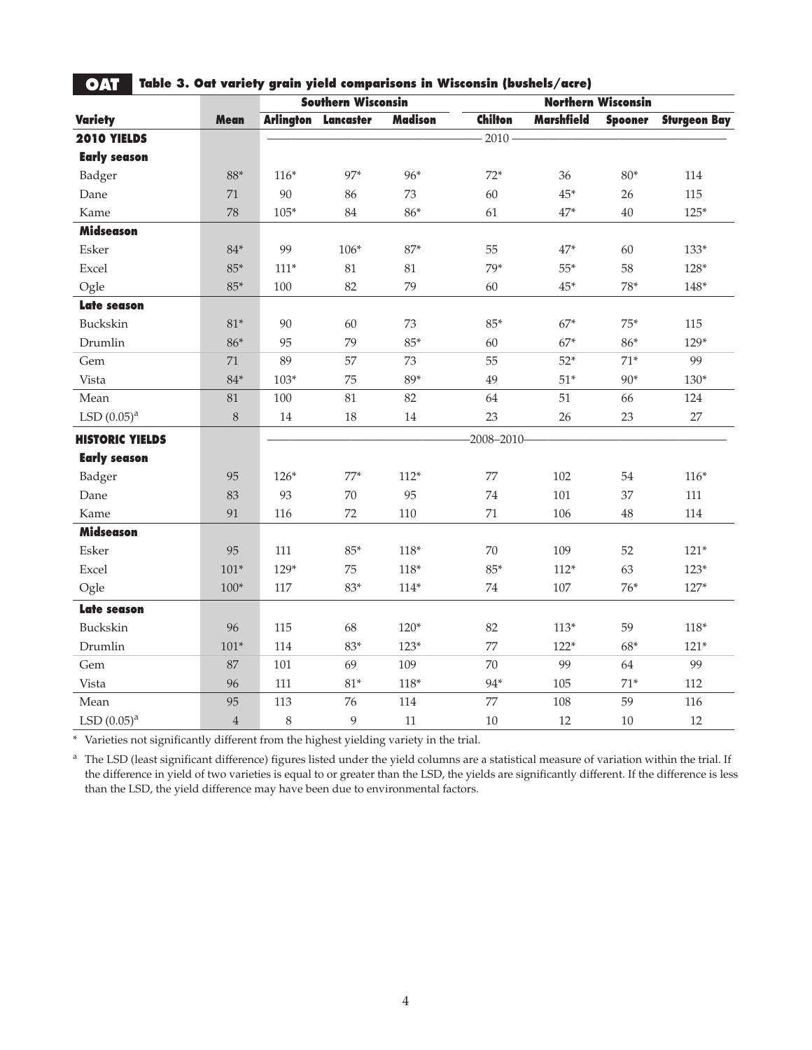**OAT** **Table 3. Oat variety grain yield comparisons in Wisconsin (bushels/acre)**

| | | Southern Wisconsin | | | Northern Wisconsin | | | |
|---|---|---|---|---|---|---|---|---|
| **Variety** | **Mean** | **Arlington** | **Lancaster** | **Madison** | **Chilton** | **Marshfield** | **Spooner** | **Sturgeon Bay** |
| **2010 YIELDS** | | 2010 | | | | | | |
| **Early season** | | | | | | | | |
| Badger | 88* | 116* | 97* | 96* | 72* | 36 | 80* | 114 |
| Dane | 71 | 90 | 86 | 73 | 60 | 45* | 26 | 115 |
| Kame | 78 | 105* | 84 | 86* | 61 | 47* | 40 | 125* |
| **Midseason** | | | | | | | | |
| Esker | 84* | 99 | 106* | 87* | 55 | 47* | 60 | 133* |
| Excel | 85* | 111* | 81 | 81 | 79* | 55* | 58 | 128* |
| Ogle | 85* | 100 | 82 | 79 | 60 | 45* | 78* | 148* |
| **Late season** | | | | | | | | |
| Buckskin | 81* | 90 | 60 | 73 | 85* | 67* | 75* | 115 |
| Drumlin | 86* | 95 | 79 | 85* | 60 | 67* | 86* | 129* |
| Gem | 71 | 89 | 57 | 73 | 55 | 52* | 71* | 99 |
| Vista | 84* | 103* | 75 | 89* | 49 | 51* | 90* | 130* |
| Mean | 81 | 100 | 81 | 82 | 64 | 51 | 66 | 124 |
| LSD (0.05)[a] | 8 | 14 | 18 | 14 | 23 | 26 | 23 | 27 |
| **HISTORIC YIELDS** | | 2008–2010 | | | | | | |
| **Early season** | | | | | | | | |
| Badger | 95 | 126* | 77* | 112* | 77 | 102 | 54 | 116* |
| Dane | 83 | 93 | 70 | 95 | 74 | 101 | 37 | 111 |
| Kame | 91 | 116 | 72 | 110 | 71 | 106 | 48 | 114 |
| **Midseason** | | | | | | | | |
| Esker | 95 | 111 | 85* | 118* | 70 | 109 | 52 | 121* |
| Excel | 101* | 129* | 75 | 118* | 85* | 112* | 63 | 123* |
| Ogle | 100* | 117 | 83* | 114* | 74 | 107 | 76* | 127* |
| **Late season** | | | | | | | | |
| Buckskin | 96 | 115 | 68 | 120* | 82 | 113* | 59 | 118* |
| Drumlin | 101* | 114 | 83* | 123* | 77 | 122* | 68* | 121* |
| Gem | 87 | 101 | 69 | 109 | 70 | 99 | 64 | 99 |
| Vista | 96 | 111 | 81* | 118* | 94* | 105 | 71* | 112 |
| Mean | 95 | 113 | 76 | 114 | 77 | 108 | 59 | 116 |
| LSD (0.05)[a] | 4 | 8 | 9 | 11 | 10 | 12 | 10 | 12 |

\* Varieties not significantly different from the highest yielding variety in the trial.

[a] The LSD (least significant difference) figures listed under the yield columns are a statistical measure of variation within the trial. If the difference in yield of two varieties is equal to or greater than the LSD, the yields are significantly different. If the difference is less than the LSD, the yield difference may have been due to environmental factors.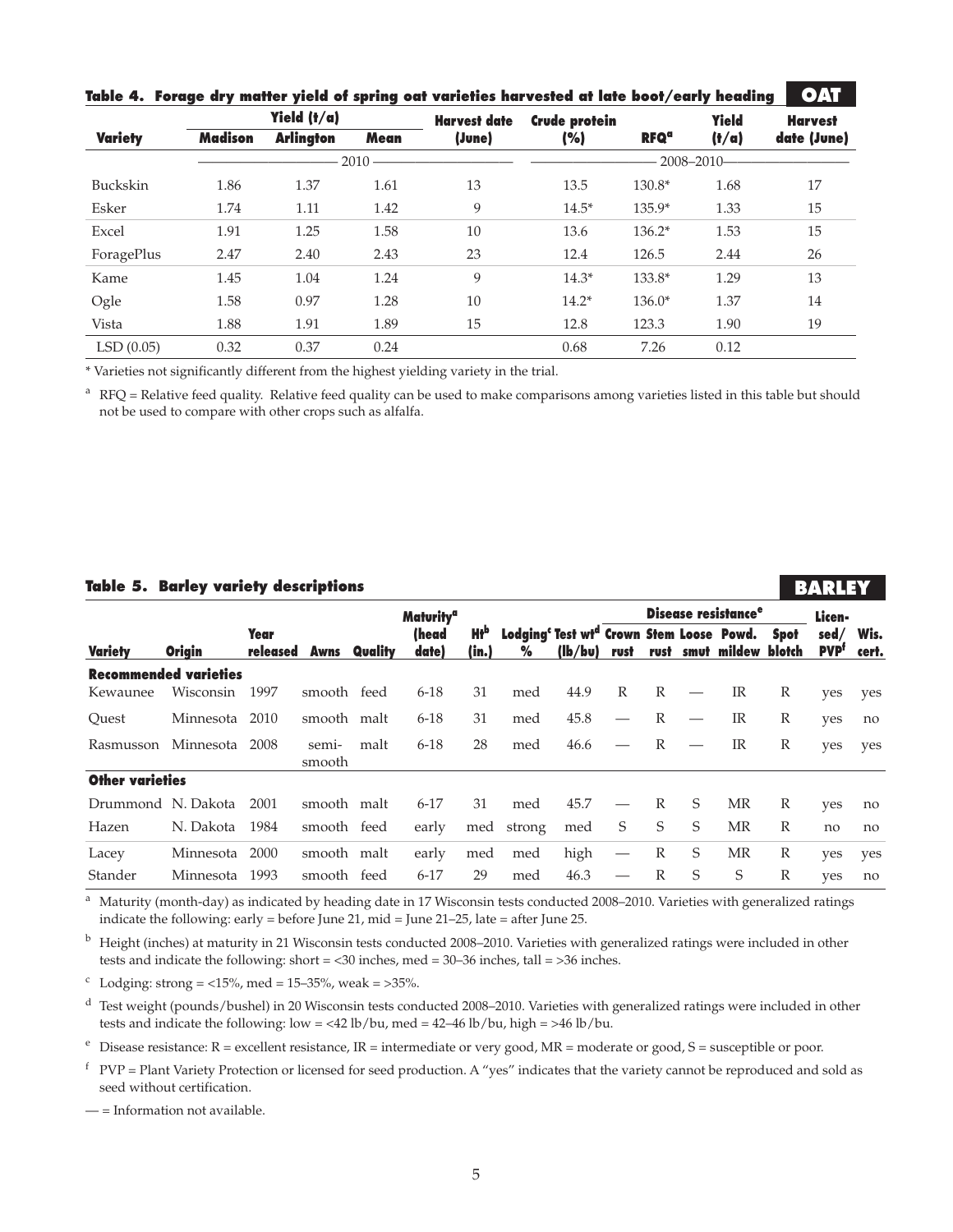## Table 4. Forage dry matter yield of spring oat varieties harvested at late boot/early heading

OAT

| Variety | Yield (t/a) Madison | Yield (t/a) Arlington | Yield (t/a) Mean | Harvest date (June) | Crude protein (%) | RFQ[a] | Yield (t/a) | Harvest date (June) |
|---|---|---|---|---|---|---|---|---|
| | 2010 | | | | 2008–2010 | | | |
| Buckskin | 1.86 | 1.37 | 1.61 | 13 | 13.5 | 130.8* | 1.68 | 17 |
| Esker | 1.74 | 1.11 | 1.42 | 9 | 14.5* | 135.9* | 1.33 | 15 |
| Excel | 1.91 | 1.25 | 1.58 | 10 | 13.6 | 136.2* | 1.53 | 15 |
| ForagePlus | 2.47 | 2.40 | 2.43 | 23 | 12.4 | 126.5 | 2.44 | 26 |
| Kame | 1.45 | 1.04 | 1.24 | 9 | 14.3* | 133.8* | 1.29 | 13 |
| Ogle | 1.58 | 0.97 | 1.28 | 10 | 14.2* | 136.0* | 1.37 | 14 |
| Vista | 1.88 | 1.91 | 1.89 | 15 | 12.8 | 123.3 | 1.90 | 19 |
| LSD (0.05) | 0.32 | 0.37 | 0.24 | | 0.68 | 7.26 | 0.12 | |

* Varieties not significantly different from the highest yielding variety in the trial.

[a] RFQ = Relative feed quality. Relative feed quality can be used to make comparisons among varieties listed in this table but should not be used to compare with other crops such as alfalfa.

## Table 5. Barley variety descriptions

BARLEY

| Variety | Origin | Year released | Awns | Quality | Maturity[a] (head date) | Ht[b] (in.) | Lodging[c] % | Test wt[d] (lb/bu) | Disease resistance[e] Crown rust | Stem rust | Loose smut | Powd. mildew | Spot blotch | Licensed/ PVP[f] | Wis. cert. |
|---|---|---|---|---|---|---|---|---|---|---|---|---|---|---|---|
| **Recommended varieties** | | | | | | | | | | | | | | | |
| Kewaunee | Wisconsin | 1997 | smooth | feed | 6-18 | 31 | med | 44.9 | R | R | — | IR | R | yes | yes |
| Quest | Minnesota | 2010 | smooth | malt | 6-18 | 31 | med | 45.8 | — | R | — | IR | R | yes | no |
| Rasmusson | Minnesota | 2008 | semi-smooth | malt | 6-18 | 28 | med | 46.6 | — | R | — | IR | R | yes | yes |
| **Other varieties** | | | | | | | | | | | | | | | |
| Drummond | N. Dakota | 2001 | smooth | malt | 6-17 | 31 | med | 45.7 | — | R | S | MR | R | yes | no |
| Hazen | N. Dakota | 1984 | smooth | feed | early | med | strong | med | S | S | S | MR | R | no | no |
| Lacey | Minnesota | 2000 | smooth | malt | early | med | med | high | — | R | S | MR | R | yes | yes |
| Stander | Minnesota | 1993 | smooth | feed | 6-17 | 29 | med | 46.3 | — | R | S | S | R | yes | no |

[a] Maturity (month-day) as indicated by heading date in 17 Wisconsin tests conducted 2008–2010. Varieties with generalized ratings indicate the following: early = before June 21, mid = June 21–25, late = after June 25.

[b] Height (inches) at maturity in 21 Wisconsin tests conducted 2008–2010. Varieties with generalized ratings were included in other tests and indicate the following: short = <30 inches, med = 30–36 inches, tall = >36 inches.

[c] Lodging: strong = <15%, med = 15–35%, weak = >35%.

[d] Test weight (pounds/bushel) in 20 Wisconsin tests conducted 2008–2010. Varieties with generalized ratings were included in other tests and indicate the following: low = <42 lb/bu, med = 42–46 lb/bu, high = >46 lb/bu.

[e] Disease resistance: R = excellent resistance, IR = intermediate or very good, MR = moderate or good, S = susceptible or poor.

[f] PVP = Plant Variety Protection or licensed for seed production. A "yes" indicates that the variety cannot be reproduced and sold as seed without certification.

— = Information not available.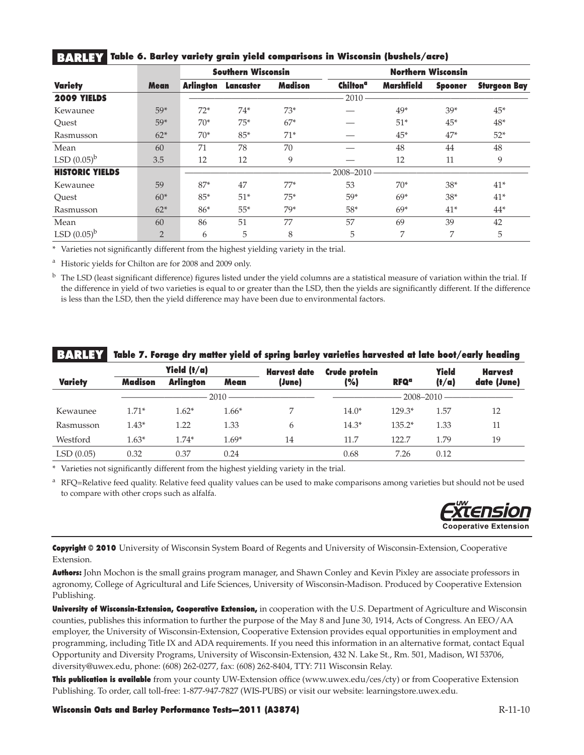## BARLEY Table 6. Barley variety grain yield comparisons in Wisconsin (bushels/acre)

| | | Southern Wisconsin | | | Northern Wisconsin | | | |
|---|---|---|---|---|---|---|---|---|
| **Variety** | **Mean** | **Arlington** | **Lancaster** | **Madison** | **Chilton[a]** | **Marshfield** | **Spooner** | **Sturgeon Bay** |
| **2009 YIELDS** | | 2010 | | | | | | |
| Kewaunee | 59* | 72* | 74* | 73* | — | 49* | 39* | 45* |
| Quest | 59* | 70* | 75* | 67* | — | 51* | 45* | 48* |
| Rasmusson | 62* | 70* | 85* | 71* | — | 45* | 47* | 52* |
| Mean | 60 | 71 | 78 | 70 | — | 48 | 44 | 48 |
| LSD (0.05)[b] | 3.5 | 12 | 12 | 9 | — | 12 | 11 | 9 |
| **HISTORIC YIELDS** | | 2008–2010 | | | | | | |
| Kewaunee | 59 | 87* | 47 | 77* | 53 | 70* | 38* | 41* |
| Quest | 60* | 85* | 51* | 75* | 59* | 69* | 38* | 41* |
| Rasmusson | 62* | 86* | 55* | 79* | 58* | 69* | 41* | 44* |
| Mean | 60 | 86 | 51 | 77 | 57 | 69 | 39 | 42 |
| LSD (0.05)[b] | 2 | 6 | 5 | 8 | 5 | 7 | 7 | 5 |

\* Varieties not significantly different from the highest yielding variety in the trial.

[a] Historic yields for Chilton are for 2008 and 2009 only.

[b] The LSD (least significant difference) figures listed under the yield columns are a statistical measure of variation within the trial. If the difference in yield of two varieties is equal to or greater than the LSD, then the yields are significantly different. If the difference is less than the LSD, then the yield difference may have been due to environmental factors.

## BARLEY Table 7. Forage dry matter yield of spring barley varieties harvested at late boot/early heading

| | Yield (t/a) | | | | | | | |
|---|---|---|---|---|---|---|---|---|
| **Variety** | **Madison** | **Arlington** | **Mean** | **Harvest date (June)** | **Crude protein (%)** | **RFQ[a]** | **Yield (t/a)** | **Harvest date (June)** |
| | 2010 | | | | 2008–2010 | | | |
| Kewaunee | 1.71* | 1.62* | 1.66* | 7 | 14.0* | 129.3* | 1.57 | 12 |
| Rasmusson | 1.43* | 1.22 | 1.33 | 6 | 14.3* | 135.2* | 1.33 | 11 |
| Westford | 1.63* | 1.74* | 1.69* | 14 | 11.7 | 122.7 | 1.79 | 19 |
| LSD (0.05) | 0.32 | 0.37 | 0.24 | | 0.68 | 7.26 | 0.12 | |

\* Varieties not significantly different from the highest yielding variety in the trial.

[a] RFQ=Relative feed quality. Relative feed quality values can be used to make comparisons among varieties but should not be used to compare with other crops such as alfalfa.

UW Extension Cooperative Extension

**Copyright © 2010** University of Wisconsin System Board of Regents and University of Wisconsin-Extension, Cooperative Extension.

**Authors:** John Mochon is the small grains program manager, and Shawn Conley and Kevin Pixley are associate professors in agronomy, College of Agricultural and Life Sciences, University of Wisconsin-Madison. Produced by Cooperative Extension Publishing.

**University of Wisconsin-Extension, Cooperative Extension,** in cooperation with the U.S. Department of Agriculture and Wisconsin counties, publishes this information to further the purpose of the May 8 and June 30, 1914, Acts of Congress. An EEO/AA employer, the University of Wisconsin-Extension, Cooperative Extension provides equal opportunities in employment and programming, including Title IX and ADA requirements. If you need this information in an alternative format, contact Equal Opportunity and Diversity Programs, University of Wisconsin-Extension, 432 N. Lake St., Rm. 501, Madison, WI 53706, diversity@uwex.edu, phone: (608) 262-0277, fax: (608) 262-8404, TTY: 711 Wisconsin Relay.

**This publication is available** from your county UW-Extension office (www.uwex.edu/ces/cty) or from Cooperative Extension Publishing. To order, call toll-free: 1-877-947-7827 (WIS-PUBS) or visit our website: learningstore.uwex.edu.

**Wisconsin Oats and Barley Performance Tests—2011 (A3874)** R-11-10